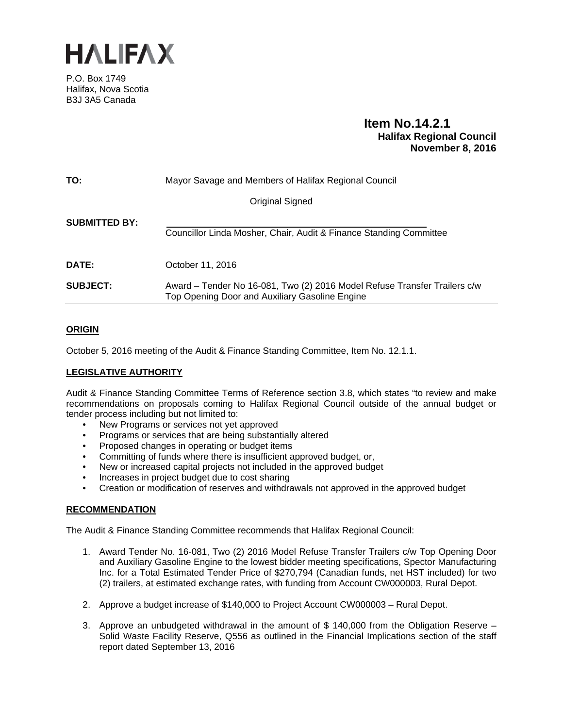# HALIFAX

P.O. Box 1749
Halifax, Nova Scotia
B3J 3A5 Canada

**Item No.14.2.1**
**Halifax Regional Council**
**November 8, 2016**

**TO:** Mayor Savage and Members of Halifax Regional Council

Original Signed

**SUBMITTED BY:**
Councillor Linda Mosher, Chair, Audit & Finance Standing Committee

**DATE:** October 11, 2016

**SUBJECT:** Award – Tender No 16-081, Two (2) 2016 Model Refuse Transfer Trailers c/w Top Opening Door and Auxiliary Gasoline Engine

## ORIGIN

October 5, 2016 meeting of the Audit & Finance Standing Committee, Item No. 12.1.1.

## LEGISLATIVE AUTHORITY

Audit & Finance Standing Committee Terms of Reference section 3.8, which states "to review and make recommendations on proposals coming to Halifax Regional Council outside of the annual budget or tender process including but not limited to:

- New Programs or services not yet approved
- Programs or services that are being substantially altered
- Proposed changes in operating or budget items
- Committing of funds where there is insufficient approved budget, or,
- New or increased capital projects not included in the approved budget
- Increases in project budget due to cost sharing
- Creation or modification of reserves and withdrawals not approved in the approved budget

## RECOMMENDATION

The Audit & Finance Standing Committee recommends that Halifax Regional Council:

1. Award Tender No. 16-081, Two (2) 2016 Model Refuse Transfer Trailers c/w Top Opening Door and Auxiliary Gasoline Engine to the lowest bidder meeting specifications, Spector Manufacturing Inc. for a Total Estimated Tender Price of $270,794 (Canadian funds, net HST included) for two (2) trailers, at estimated exchange rates, with funding from Account CW000003, Rural Depot.

2. Approve a budget increase of $140,000 to Project Account CW000003 – Rural Depot.

3. Approve an unbudgeted withdrawal in the amount of $ 140,000 from the Obligation Reserve – Solid Waste Facility Reserve, Q556 as outlined in the Financial Implications section of the staff report dated September 13, 2016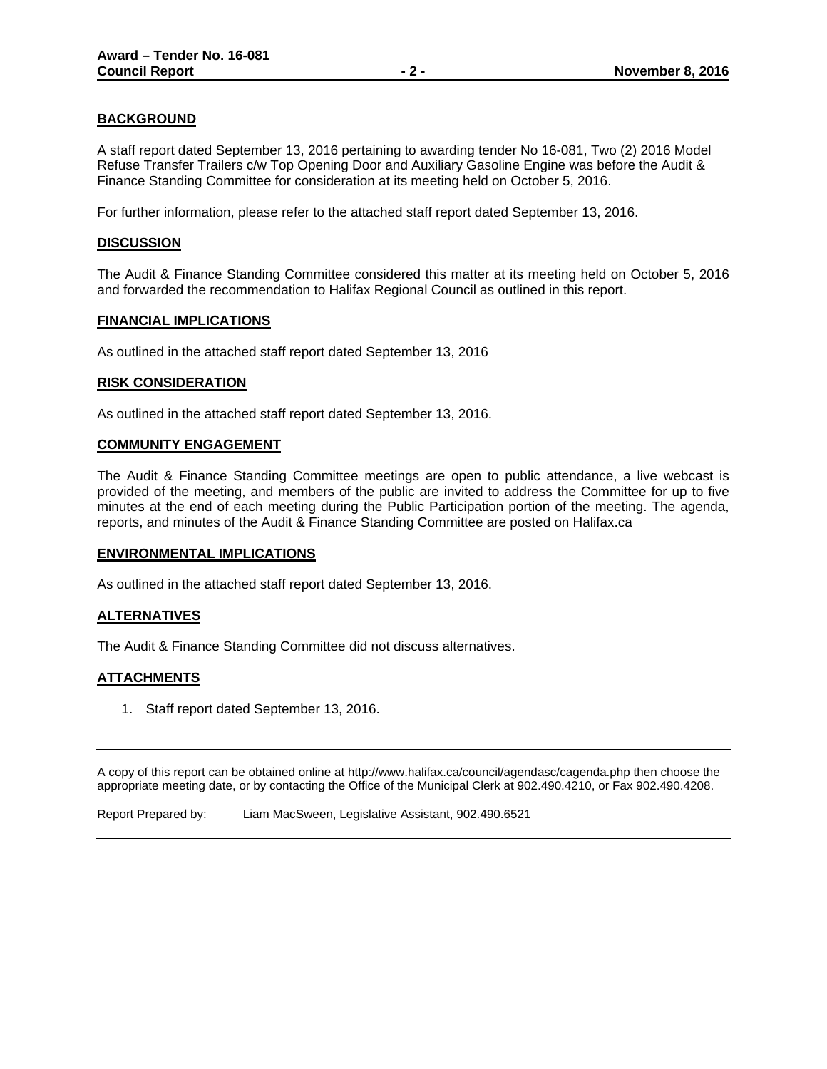## BACKGROUND

A staff report dated September 13, 2016 pertaining to awarding tender No 16-081, Two (2) 2016 Model Refuse Transfer Trailers c/w Top Opening Door and Auxiliary Gasoline Engine was before the Audit & Finance Standing Committee for consideration at its meeting held on October 5, 2016.

For further information, please refer to the attached staff report dated September 13, 2016.

## DISCUSSION

The Audit & Finance Standing Committee considered this matter at its meeting held on October 5, 2016 and forwarded the recommendation to Halifax Regional Council as outlined in this report.

## FINANCIAL IMPLICATIONS

As outlined in the attached staff report dated September 13, 2016

## RISK CONSIDERATION

As outlined in the attached staff report dated September 13, 2016.

## COMMUNITY ENGAGEMENT

The Audit & Finance Standing Committee meetings are open to public attendance, a live webcast is provided of the meeting, and members of the public are invited to address the Committee for up to five minutes at the end of each meeting during the Public Participation portion of the meeting. The agenda, reports, and minutes of the Audit & Finance Standing Committee are posted on Halifax.ca

## ENVIRONMENTAL IMPLICATIONS

As outlined in the attached staff report dated September 13, 2016.

## ALTERNATIVES

The Audit & Finance Standing Committee did not discuss alternatives.

## ATTACHMENTS

1. Staff report dated September 13, 2016.

---

A copy of this report can be obtained online at http://www.halifax.ca/council/agendasc/cagenda.php then choose the appropriate meeting date, or by contacting the Office of the Municipal Clerk at 902.490.4210, or Fax 902.490.4208.

Report Prepared by: Liam MacSween, Legislative Assistant, 902.490.6521

---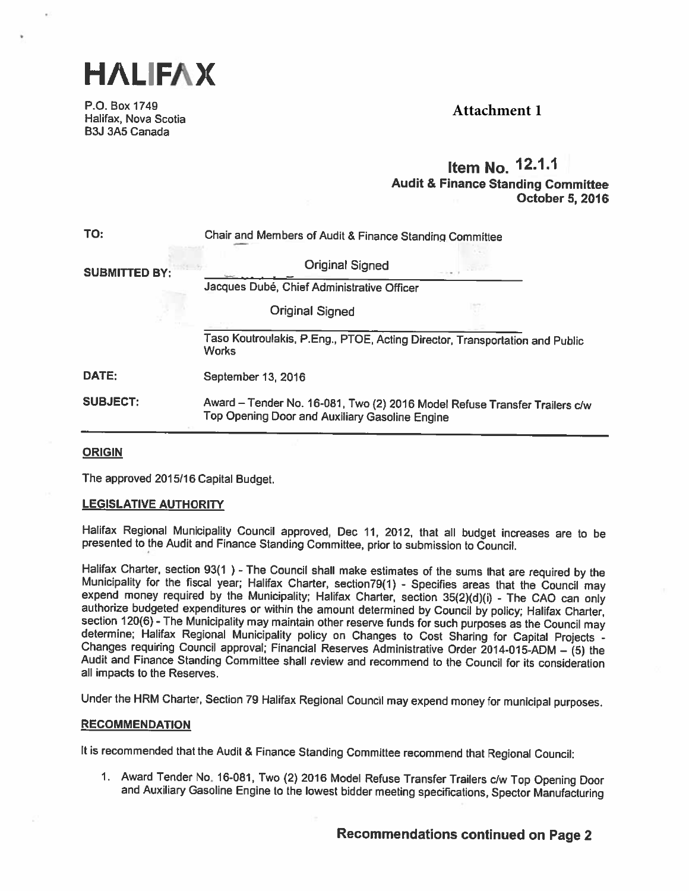# HALIFAX

P.O. Box 1749
Halifax, Nova Scotia
B3J 3A5 Canada

**Attachment 1**

## Item No. 12.1.1
**Audit & Finance Standing Committee**
**October 5, 2016**

| | |
|---|---|
| **TO:** | Chair and Members of Audit & Finance Standing Committee |
| **SUBMITTED BY:** | Original Signed<br>Jacques Dubé, Chief Administrative Officer<br><br>Original Signed<br>Taso Koutroulakis, P.Eng., PTOE, Acting Director, Transportation and Public Works |
| **DATE:** | September 13, 2016 |
| **SUBJECT:** | Award – Tender No. 16-081, Two (2) 2016 Model Refuse Transfer Trailers c/w Top Opening Door and Auxiliary Gasoline Engine |

### ORIGIN

The approved 2015/16 Capital Budget.

### LEGISLATIVE AUTHORITY

Halifax Regional Municipality Council approved, Dec 11, 2012, that all budget increases are to be presented to the Audit and Finance Standing Committee, prior to submission to Council.

Halifax Charter, section 93(1 ) - The Council shall make estimates of the sums that are required by the Municipality for the fiscal year; Halifax Charter, section79(1) - Specifies areas that the Council may expend money required by the Municipality; Halifax Charter, section 35(2)(d)(i) - The CAO can only authorize budgeted expenditures or within the amount determined by Council by policy; Halifax Charter, section 120(6) - The Municipality may maintain other reserve funds for such purposes as the Council may determine; Halifax Regional Municipality policy on Changes to Cost Sharing for Capital Projects - Changes requiring Council approval; Financial Reserves Administrative Order 2014-015-ADM – (5) the Audit and Finance Standing Committee shall review and recommend to the Council for its consideration all impacts to the Reserves.

Under the HRM Charter, Section 79 Halifax Regional Council may expend money for municipal purposes.

### RECOMMENDATION

It is recommended that the Audit & Finance Standing Committee recommend that Regional Council:

1. Award Tender No. 16-081, Two (2) 2016 Model Refuse Transfer Trailers c/w Top Opening Door and Auxiliary Gasoline Engine to the lowest bidder meeting specifications, Spector Manufacturing

**Recommendations continued on Page 2**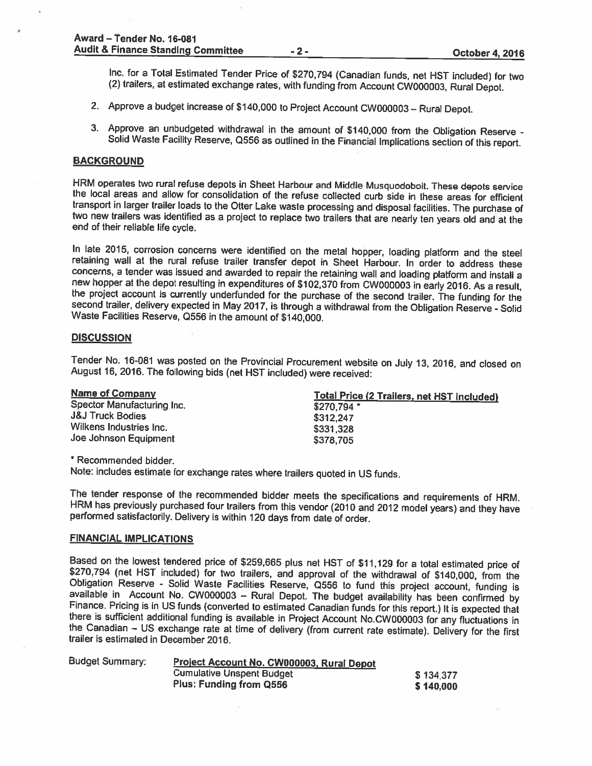Inc. for a Total Estimated Tender Price of $270,794 (Canadian funds, net HST included) for two (2) trailers, at estimated exchange rates, with funding from Account CW000003, Rural Depot.

2. Approve a budget increase of $140,000 to Project Account CW000003 – Rural Depot.

3. Approve an unbudgeted withdrawal in the amount of $140,000 from the Obligation Reserve - Solid Waste Facility Reserve, Q556 as outlined in the Financial Implications section of this report.

## BACKGROUND

HRM operates two rural refuse depots in Sheet Harbour and Middle Musquodoboit. These depots service the local areas and allow for consolidation of the refuse collected curb side in these areas for efficient transport in larger trailer loads to the Otter Lake waste processing and disposal facilities. The purchase of two new trailers was identified as a project to replace two trailers that are nearly ten years old and at the end of their reliable life cycle.

In late 2015, corrosion concerns were identified on the metal hopper, loading platform and the steel retaining wall at the rural refuse trailer transfer depot in Sheet Harbour. In order to address these concerns, a tender was issued and awarded to repair the retaining wall and loading platform and install a new hopper at the depot resulting in expenditures of $102,370 from CW000003 in early 2016. As a result, the project account is currently underfunded for the purchase of the second trailer. The funding for the second trailer, delivery expected in May 2017, is through a withdrawal from the Obligation Reserve - Solid Waste Facilities Reserve, Q556 in the amount of $140,000.

## DISCUSSION

Tender No. 16-081 was posted on the Provincial Procurement website on July 13, 2016, and closed on August 16, 2016. The following bids (net HST included) were received:

| Name of Company | Total Price (2 Trailers, net HST included) |
|---|---|
| Spector Manufacturing Inc. | $270,794 * |
| J&J Truck Bodies | $312,247 |
| Wilkens Industries Inc. | $331,328 |
| Joe Johnson Equipment | $378,705 |

* Recommended bidder.

Note: includes estimate for exchange rates where trailers quoted in US funds.

The tender response of the recommended bidder meets the specifications and requirements of HRM. HRM has previously purchased four trailers from this vendor (2010 and 2012 model years) and they have performed satisfactorily. Delivery is within 120 days from date of order.

## FINANCIAL IMPLICATIONS

Based on the lowest tendered price of $259,665 plus net HST of $11,129 for a total estimated price of $270,794 (net HST included) for two trailers, and approval of the withdrawal of $140,000, from the Obligation Reserve - Solid Waste Facilities Reserve, Q556 to fund this project account, funding is available in Account No. CW000003 – Rural Depot. The budget availability has been confirmed by Finance. Pricing is in US funds (converted to estimated Canadian funds for this report.) It is expected that there is sufficient additional funding is available in Project Account No.CW000003 for any fluctuations in the Canadian – US exchange rate at time of delivery (from current rate estimate). Delivery for the first trailer is estimated in December 2016.

Budget Summary:

| Project Account No. CW000003, Rural Depot | |
|---|---|
| Cumulative Unspent Budget | $ 134,377 |
| **Plus: Funding from Q556** | **$ 140,000** |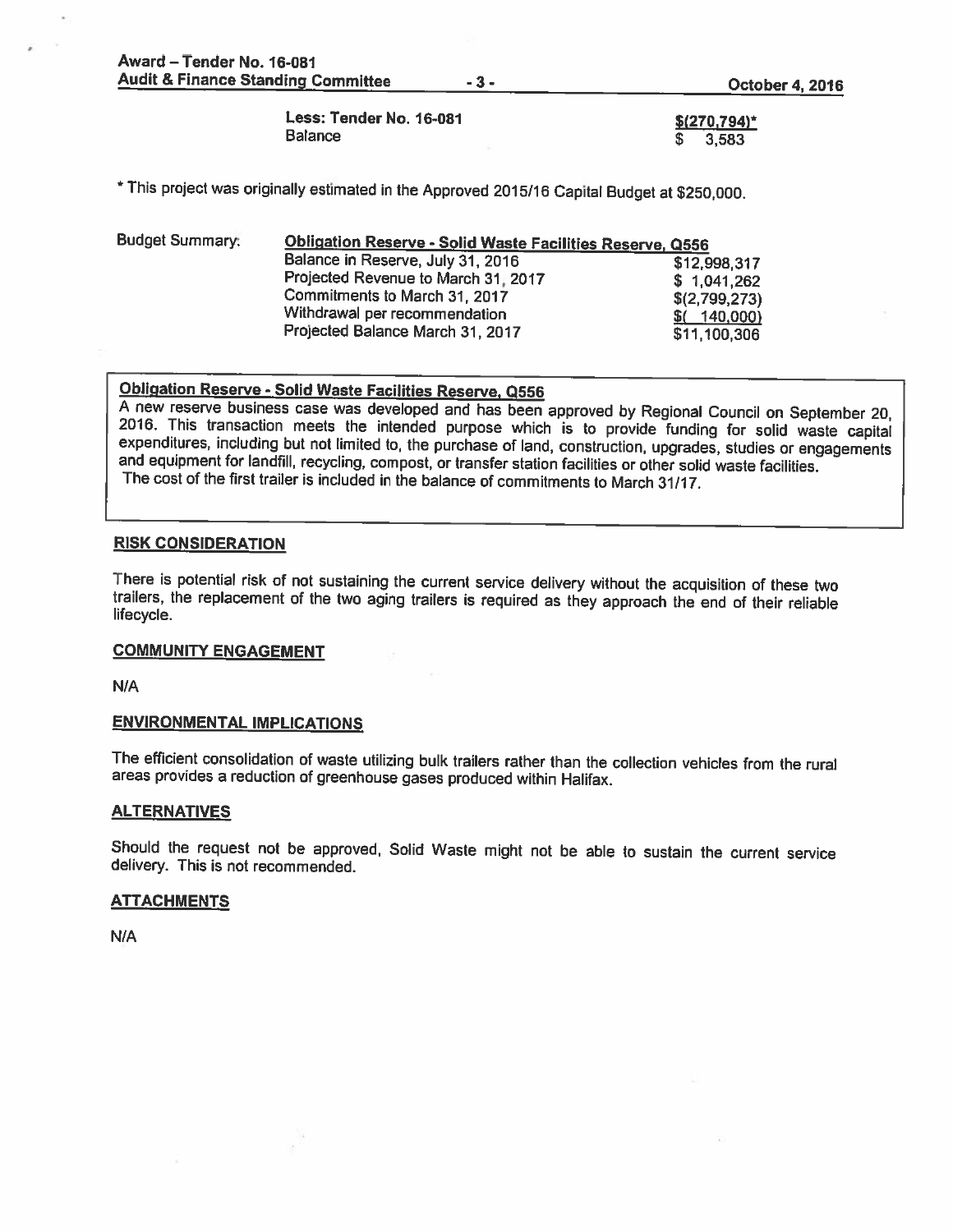| | |
|---|---|
| **Less: Tender No. 16-081** | **$(270,794)*** |
| Balance | $ 3,583 |

* This project was originally estimated in the Approved 2015/16 Capital Budget at $250,000.

| Budget Summary: | **Obligation Reserve - Solid Waste Facilities Reserve, Q556** | |
|---|---|---|
| | Balance in Reserve, July 31, 2016 | $12,998,317 |
| | Projected Revenue to March 31, 2017 | $ 1,041,262 |
| | Commitments to March 31, 2017 | $(2,799,273) |
| | Withdrawal per recommendation | $( 140,000) |
| | Projected Balance March 31, 2017 | $11,100,306 |

**Obligation Reserve - Solid Waste Facilities Reserve, Q556**

A new reserve business case was developed and has been approved by Regional Council on September 20, 2016. This transaction meets the intended purpose which is to provide funding for solid waste capital expenditures, including but not limited to, the purchase of land, construction, upgrades, studies or engagements and equipment for landfill, recycling, compost, or transfer station facilities or other solid waste facilities.
The cost of the first trailer is included in the balance of commitments to March 31/17.

## RISK CONSIDERATION

There is potential risk of not sustaining the current service delivery without the acquisition of these two trailers, the replacement of the two aging trailers is required as they approach the end of their reliable lifecycle.

## COMMUNITY ENGAGEMENT

N/A

## ENVIRONMENTAL IMPLICATIONS

The efficient consolidation of waste utilizing bulk trailers rather than the collection vehicles from the rural areas provides a reduction of greenhouse gases produced within Halifax.

## ALTERNATIVES

Should the request not be approved, Solid Waste might not be able to sustain the current service delivery. This is not recommended.

## ATTACHMENTS

N/A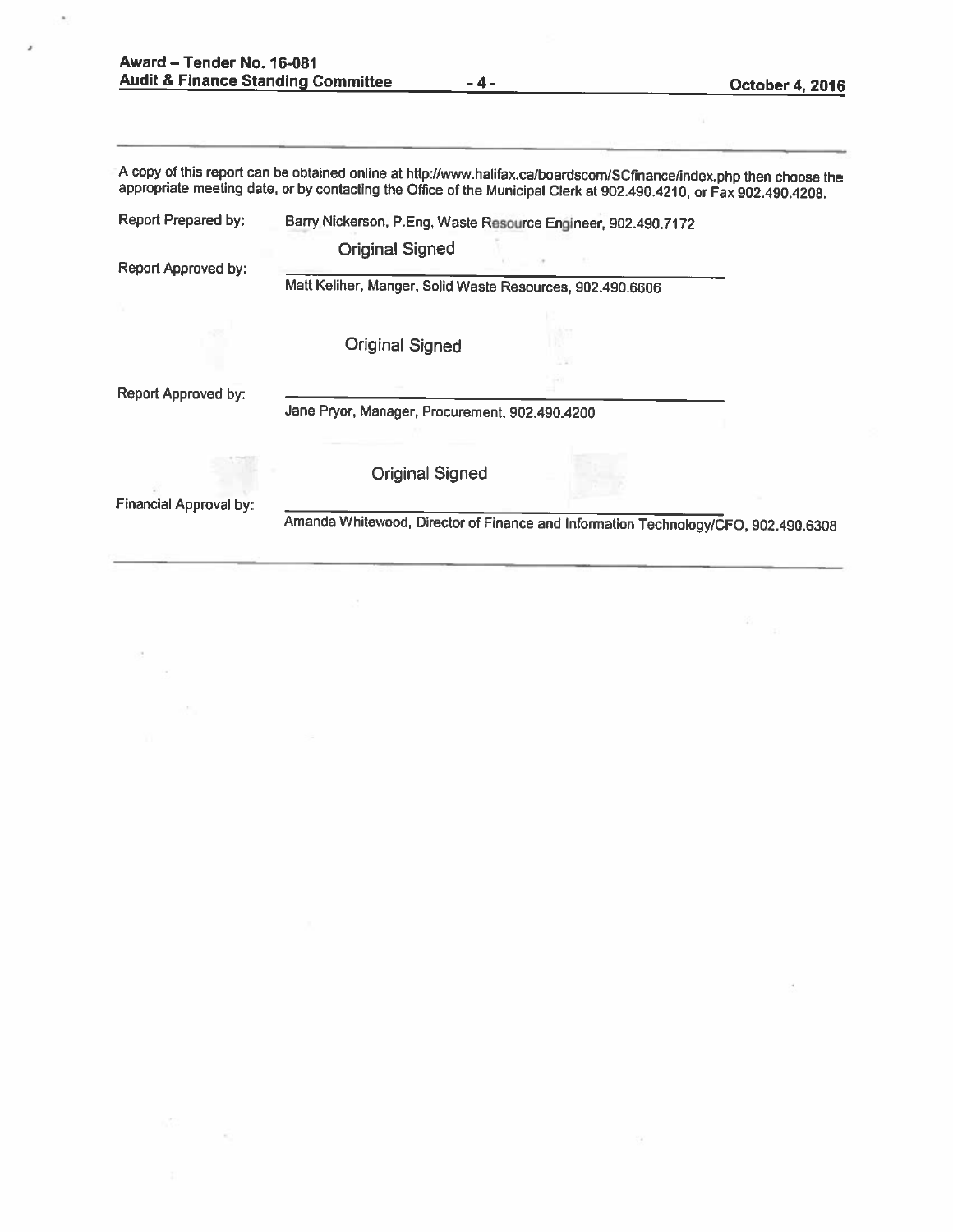---

A copy of this report can be obtained online at http://www.halifax.ca/boardscom/SCfinance/index.php then choose the appropriate meeting date, or by contacting the Office of the Municipal Clerk at 902.490.4210, or Fax 902.490.4208.

Report Prepared by: Barry Nickerson, P.Eng, Waste Resource Engineer, 902.490.7172

Original Signed

Report Approved by: Matt Keliher, Manger, Solid Waste Resources, 902.490.6606

Original Signed

Report Approved by: Jane Pryor, Manager, Procurement, 902.490.4200

Original Signed

Financial Approval by: Amanda Whitewood, Director of Finance and Information Technology/CFO, 902.490.6308

---